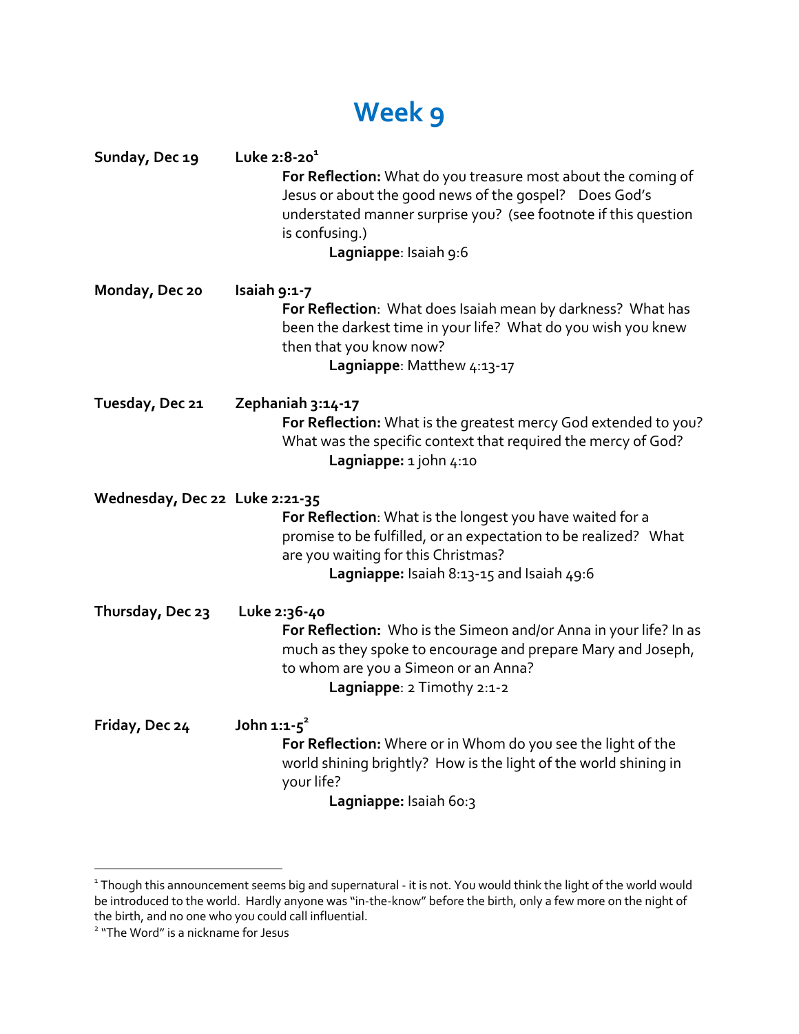# Week 9

**Sunday, Dec 19** **Luke 2:8-20**[1]

**For Reflection:** What do you treasure most about the coming of Jesus or about the good news of the gospel? Does God's understated manner surprise you? (see footnote if this question is confusing.)

**Lagniappe**: Isaiah 9:6

**Monday, Dec 20** **Isaiah 9:1-7**

**For Reflection**: What does Isaiah mean by darkness? What has been the darkest time in your life? What do you wish you knew then that you know now?

**Lagniappe**: Matthew 4:13-17

**Tuesday, Dec 21** **Zephaniah 3:14-17**

**For Reflection:** What is the greatest mercy God extended to you? What was the specific context that required the mercy of God?

**Lagniappe:** 1 john 4:10

**Wednesday, Dec 22** **Luke 2:21-35**

**For Reflection**: What is the longest you have waited for a promise to be fulfilled, or an expectation to be realized? What are you waiting for this Christmas?

**Lagniappe:** Isaiah 8:13-15 and Isaiah 49:6

**Thursday, Dec 23** **Luke 2:36-40**

**For Reflection:** Who is the Simeon and/or Anna in your life? In as much as they spoke to encourage and prepare Mary and Joseph, to whom are you a Simeon or an Anna?

**Lagniappe**: 2 Timothy 2:1-2

**Friday, Dec 24** **John 1:1-5**[2]

**For Reflection:** Where or in Whom do you see the light of the world shining brightly? How is the light of the world shining in your life?

**Lagniappe:** Isaiah 60:3

---

[1] Though this announcement seems big and supernatural - it is not. You would think the light of the world would be introduced to the world. Hardly anyone was "in-the-know" before the birth, only a few more on the night of the birth, and no one who you could call influential.

[2] "The Word" is a nickname for Jesus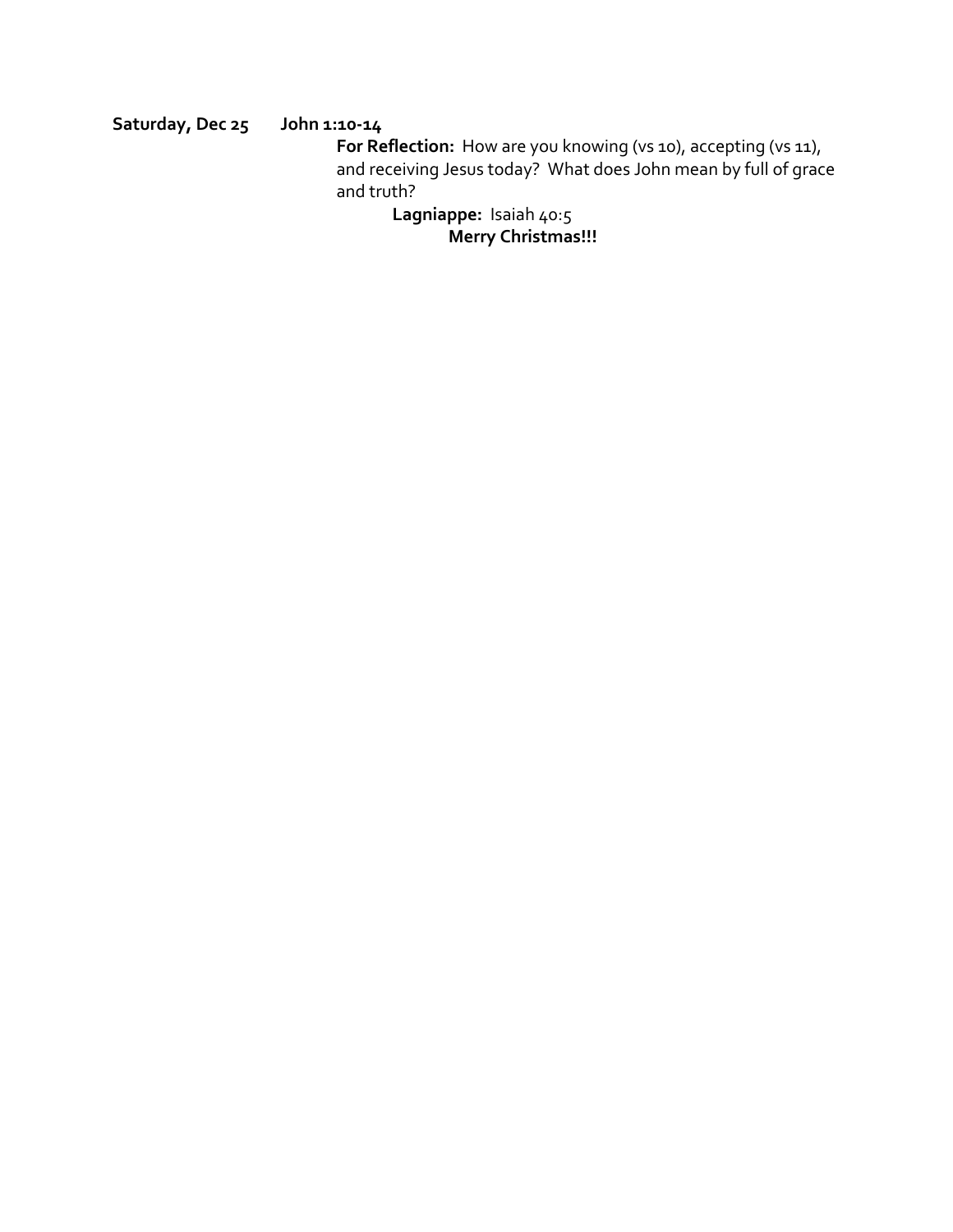**Saturday, Dec 25** **John 1:10-14**

**For Reflection:** How are you knowing (vs 10), accepting (vs 11), and receiving Jesus today? What does John mean by full of grace and truth?

**Lagniappe:** Isaiah 40:5

**Merry Christmas!!!**